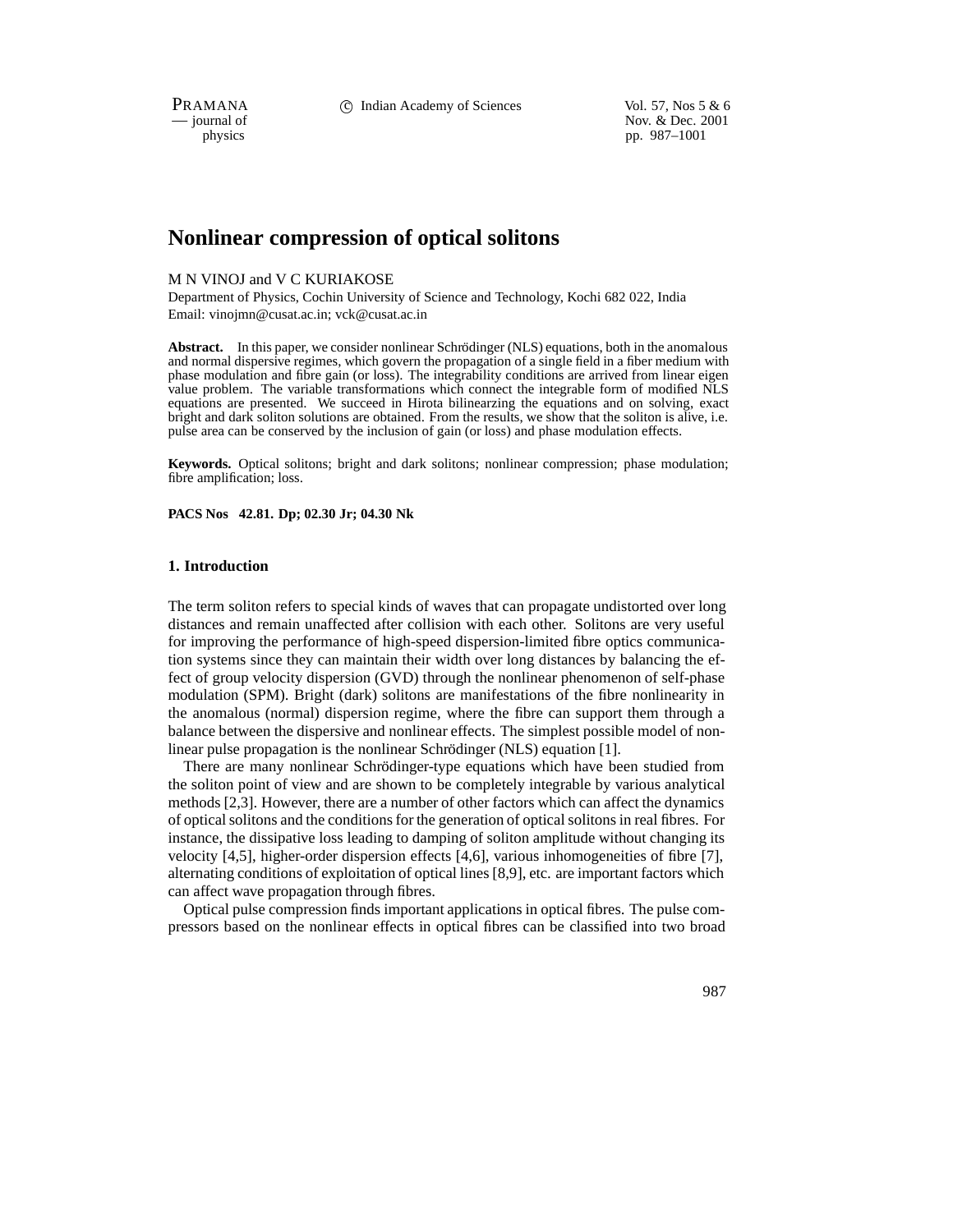# Nonlinear compression of optical solitons

M N VINOJ and V C KURIAKOSE

Department of Physics, Cochin University of Science and Technology, Kochi 682 022, India
Email: vinojmn@cusat.ac.in; vck@cusat.ac.in

**Abstract.** In this paper, we consider nonlinear Schrödinger (NLS) equations, both in the anomalous and normal dispersive regimes, which govern the propagation of a single field in a fiber medium with phase modulation and fibre gain (or loss). The integrability conditions are arrived from linear eigen value problem. The variable transformations which connect the integrable form of modified NLS equations are presented. We succeed in Hirota bilinearzing the equations and on solving, exact bright and dark soliton solutions are obtained. From the results, we show that the soliton is alive, i.e. pulse area can be conserved by the inclusion of gain (or loss) and phase modulation effects.

**Keywords.** Optical solitons; bright and dark solitons; nonlinear compression; phase modulation; fibre amplification; loss.

**PACS Nos** 42.81. Dp; 02.30 Jr; 04.30 Nk

## 1. Introduction

The term soliton refers to special kinds of waves that can propagate undistorted over long distances and remain unaffected after collision with each other. Solitons are very useful for improving the performance of high-speed dispersion-limited fibre optics communication systems since they can maintain their width over long distances by balancing the effect of group velocity dispersion (GVD) through the nonlinear phenomenon of self-phase modulation (SPM). Bright (dark) solitons are manifestations of the fibre nonlinearity in the anomalous (normal) dispersion regime, where the fibre can support them through a balance between the dispersive and nonlinear effects. The simplest possible model of nonlinear pulse propagation is the nonlinear Schrödinger (NLS) equation [1].

There are many nonlinear Schrödinger-type equations which have been studied from the soliton point of view and are shown to be completely integrable by various analytical methods [2,3]. However, there are a number of other factors which can affect the dynamics of optical solitons and the conditions for the generation of optical solitons in real fibres. For instance, the dissipative loss leading to damping of soliton amplitude without changing its velocity [4,5], higher-order dispersion effects [4,6], various inhomogeneities of fibre [7], alternating conditions of exploitation of optical lines [8,9], etc. are important factors which can affect wave propagation through fibres.

Optical pulse compression finds important applications in optical fibres. The pulse compressors based on the nonlinear effects in optical fibres can be classified into two broad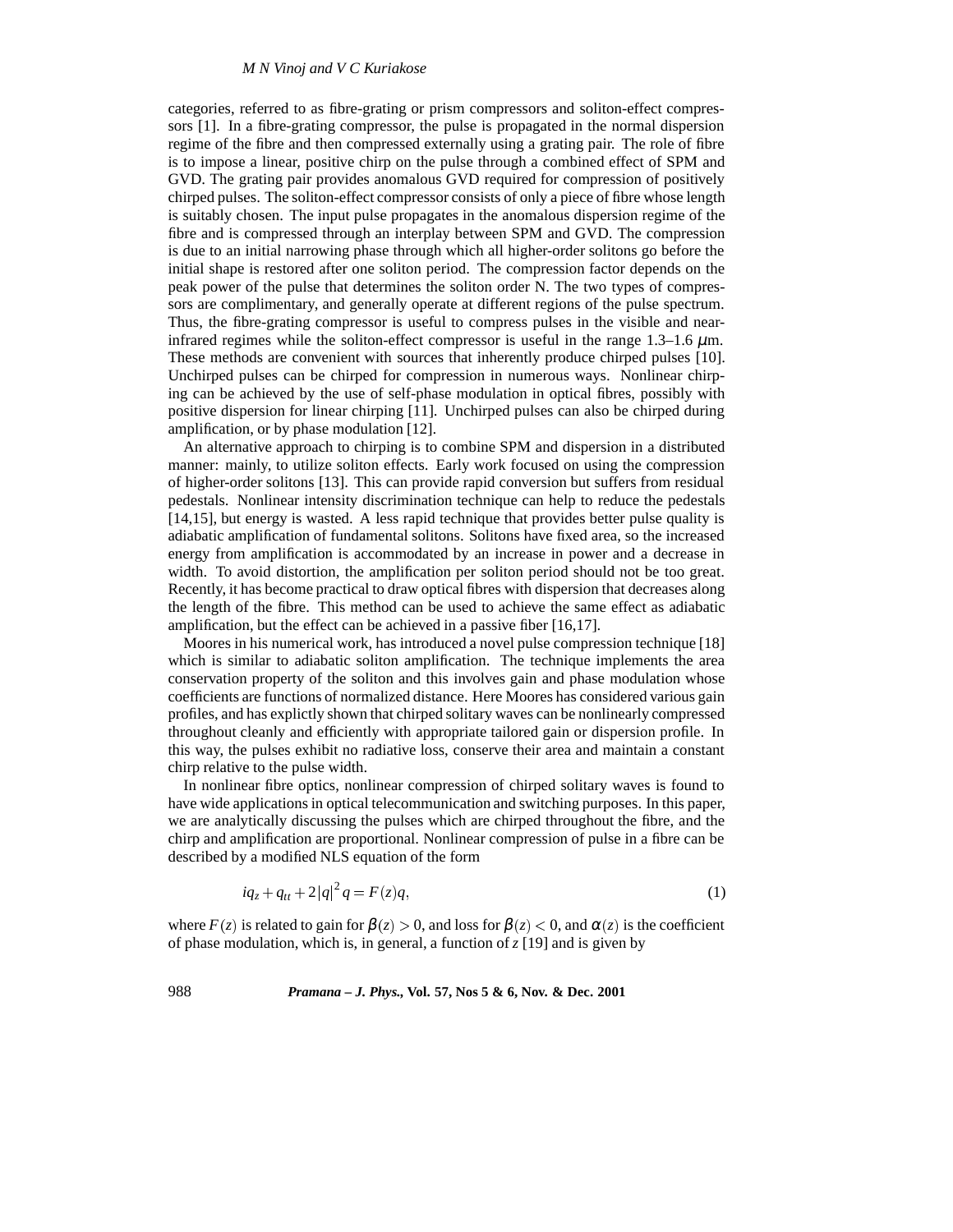categories, referred to as fibre-grating or prism compressors and soliton-effect compressors [1]. In a fibre-grating compressor, the pulse is propagated in the normal dispersion regime of the fibre and then compressed externally using a grating pair. The role of fibre is to impose a linear, positive chirp on the pulse through a combined effect of SPM and GVD. The grating pair provides anomalous GVD required for compression of positively chirped pulses. The soliton-effect compressor consists of only a piece of fibre whose length is suitably chosen. The input pulse propagates in the anomalous dispersion regime of the fibre and is compressed through an interplay between SPM and GVD. The compression is due to an initial narrowing phase through which all higher-order solitons go before the initial shape is restored after one soliton period. The compression factor depends on the peak power of the pulse that determines the soliton order N. The two types of compressors are complimentary, and generally operate at different regions of the pulse spectrum. Thus, the fibre-grating compressor is useful to compress pulses in the visible and near-infrared regimes while the soliton-effect compressor is useful in the range 1.3–1.6 $\mu$m. These methods are convenient with sources that inherently produce chirped pulses [10]. Unchirped pulses can be chirped for compression in numerous ways. Nonlinear chirping can be achieved by the use of self-phase modulation in optical fibres, possibly with positive dispersion for linear chirping [11]. Unchirped pulses can also be chirped during amplification, or by phase modulation [12].

An alternative approach to chirping is to combine SPM and dispersion in a distributed manner: mainly, to utilize soliton effects. Early work focused on using the compression of higher-order solitons [13]. This can provide rapid conversion but suffers from residual pedestals. Nonlinear intensity discrimination technique can help to reduce the pedestals [14,15], but energy is wasted. A less rapid technique that provides better pulse quality is adiabatic amplification of fundamental solitons. Solitons have fixed area, so the increased energy from amplification is accommodated by an increase in power and a decrease in width. To avoid distortion, the amplification per soliton period should not be too great. Recently, it has become practical to draw optical fibres with dispersion that decreases along the length of the fibre. This method can be used to achieve the same effect as adiabatic amplification, but the effect can be achieved in a passive fiber [16,17].

Moores in his numerical work, has introduced a novel pulse compression technique [18] which is similar to adiabatic soliton amplification. The technique implements the area conservation property of the soliton and this involves gain and phase modulation whose coefficients are functions of normalized distance. Here Moores has considered various gain profiles, and has explictly shown that chirped solitary waves can be nonlinearly compressed throughout cleanly and efficiently with appropriate tailored gain or dispersion profile. In this way, the pulses exhibit no radiative loss, conserve their area and maintain a constant chirp relative to the pulse width.

In nonlinear fibre optics, nonlinear compression of chirped solitary waves is found to have wide applications in optical telecommunication and switching purposes. In this paper, we are analytically discussing the pulses which are chirped throughout the fibre, and the chirp and amplification are proportional. Nonlinear compression of pulse in a fibre can be described by a modified NLS equation of the form

$$iq_z + q_{tt} + 2|q|^2 q = F(z)q, \tag{1}$$

where $F(z)$ is related to gain for $\beta(z) > 0$, and loss for $\beta(z) < 0$, and $\alpha(z)$ is the coefficient of phase modulation, which is, in general, a function of $z$ [19] and is given by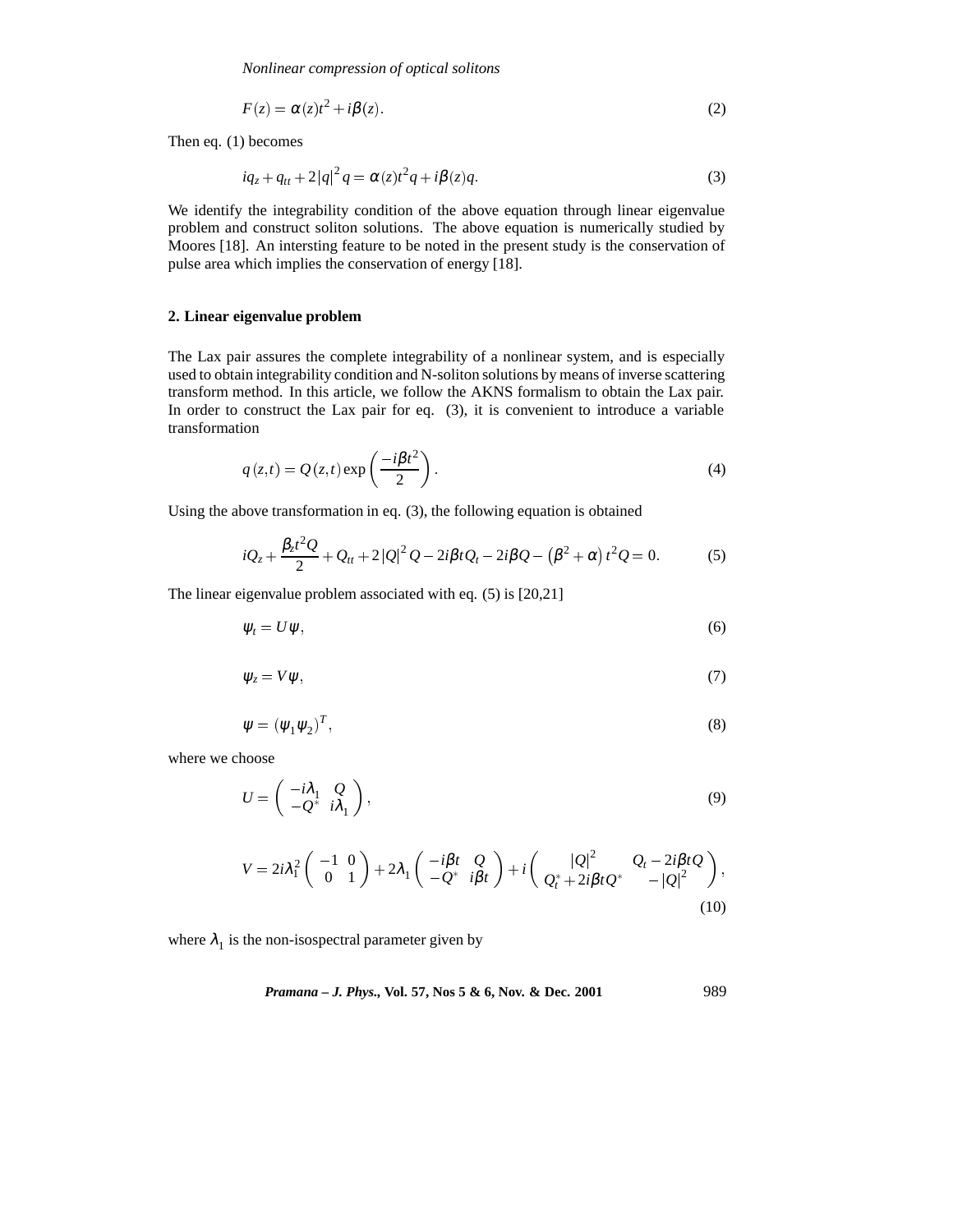$$F(z) = \alpha(z)t^2 + i\beta(z). \tag{2}$$

Then eq. (1) becomes

$$iq_z + q_{tt} + 2|q|^2 q = \alpha(z)t^2 q + i\beta(z)q. \tag{3}$$

We identify the integrability condition of the above equation through linear eigenvalue problem and construct soliton solutions. The above equation is numerically studied by Moores [18]. An intersting feature to be noted in the present study is the conservation of pulse area which implies the conservation of energy [18].

## 2. Linear eigenvalue problem

The Lax pair assures the complete integrability of a nonlinear system, and is especially used to obtain integrability condition and N-soliton solutions by means of inverse scattering transform method. In this article, we follow the AKNS formalism to obtain the Lax pair. In order to construct the Lax pair for eq. (3), it is convenient to introduce a variable transformation

$$q(z,t) = Q(z,t)\exp\left(\frac{-i\beta t^2}{2}\right). \tag{4}$$

Using the above transformation in eq. (3), the following equation is obtained

$$iQ_z + \frac{\beta_z t^2 Q}{2} + Q_{tt} + 2|Q|^2 Q - 2i\beta t Q_t - 2i\beta Q - \left(\beta^2 + \alpha\right)t^2 Q = 0. \tag{5}$$

The linear eigenvalue problem associated with eq. (5) is [20,21]

$$\psi_t = U\psi, \tag{6}$$

$$\psi_z = V\psi, \tag{7}$$

$$\psi = (\psi_1 \psi_2)^T, \tag{8}$$

where we choose

$$U = \begin{pmatrix} -i\lambda_1 & Q \\ -Q^* & i\lambda_1 \end{pmatrix}, \tag{9}$$

$$V = 2i\lambda_1^2 \begin{pmatrix} -1 & 0 \\ 0 & 1 \end{pmatrix} + 2\lambda_1 \begin{pmatrix} -i\beta t & Q \\ -Q^* & i\beta t \end{pmatrix} + i \begin{pmatrix} |Q|^2 & Q_t - 2i\beta t Q \\ Q_t^* + 2i\beta t Q^* & -|Q|^2 \end{pmatrix}, \tag{10}$$

where $\lambda_1$ is the non-isospectral parameter given by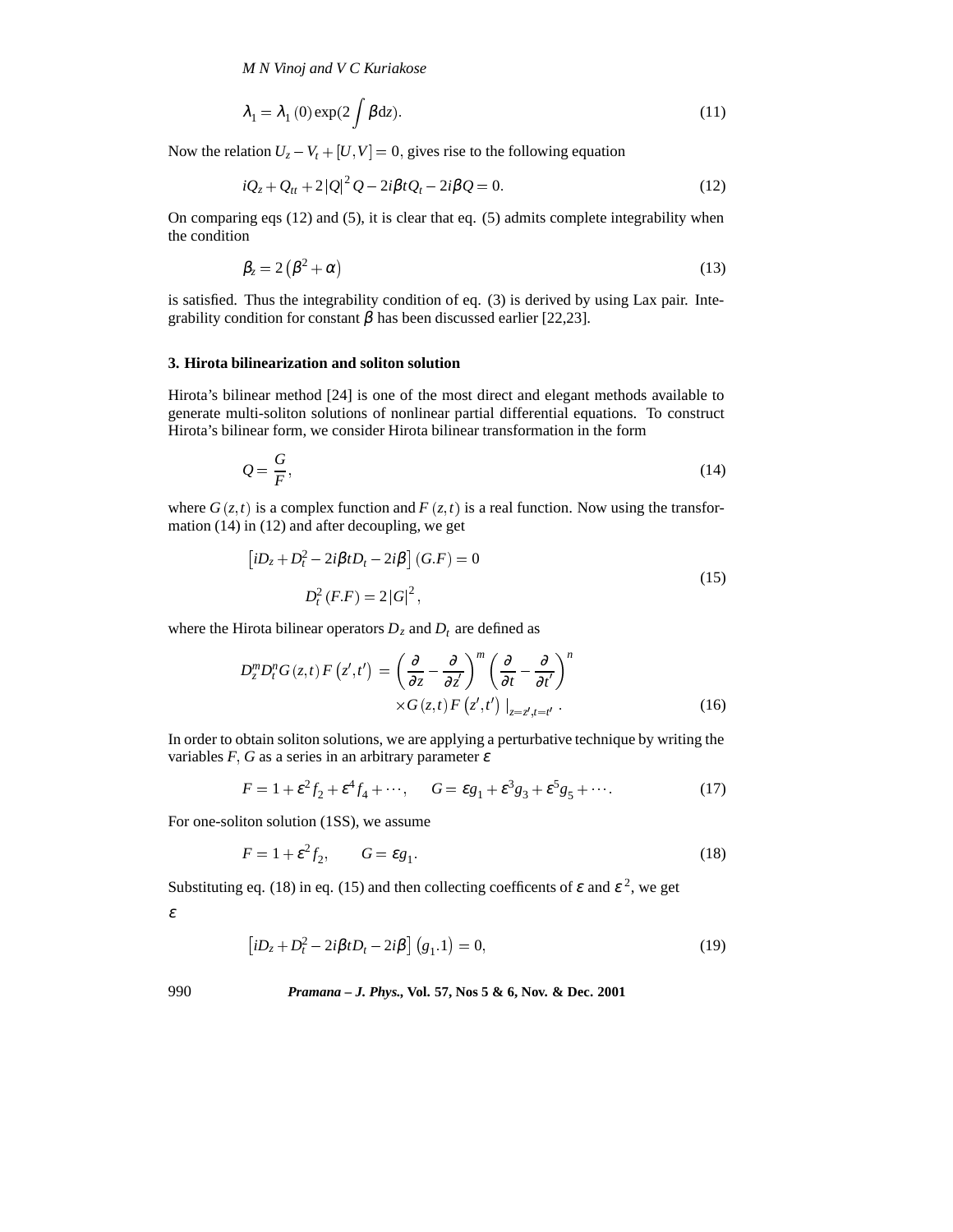$$\lambda_1 = \lambda_1(0)\exp(2\int \beta \mathrm{d}z). \tag{11}$$

Now the relation $U_z - V_t + [U,V] = 0$, gives rise to the following equation

$$iQ_z + Q_{tt} + 2|Q|^2 Q - 2i\beta t Q_t - 2i\beta Q = 0. \tag{12}$$

On comparing eqs (12) and (5), it is clear that eq. (5) admits complete integrability when the condition

$$\beta_z = 2\left(\beta^2 + \alpha\right) \tag{13}$$

is satisfied. Thus the integrability condition of eq. (3) is derived by using Lax pair. Integrability condition for constant $\beta$ has been discussed earlier [22,23].

### 3. Hirota bilinearization and soliton solution

Hirota's bilinear method [24] is one of the most direct and elegant methods available to generate multi-soliton solutions of nonlinear partial differential equations. To construct Hirota's bilinear form, we consider Hirota bilinear transformation in the form

$$Q = \frac{G}{F}, \tag{14}$$

where $G(z,t)$ is a complex function and $F(z,t)$ is a real function. Now using the transformation (14) in (12) and after decoupling, we get

$$\begin{aligned} &\left[iD_z + D_t^2 - 2i\beta t D_t - 2i\beta\right](G.F) = 0 \\ &\qquad D_t^2(F.F) = 2|G|^2, \end{aligned} \tag{15}$$

where the Hirota bilinear operators $D_z$ and $D_t$ are defined as

$$\begin{aligned} D_z^m D_t^n G(z,t) F\left(z',t'\right) = &\left(\frac{\partial}{\partial z} - \frac{\partial}{\partial z'}\right)^m \left(\frac{\partial}{\partial t} - \frac{\partial}{\partial t'}\right)^n \\ &\times G(z,t) F\left(z',t'\right)|_{z=z',t=t'}. \end{aligned} \tag{16}$$

In order to obtain soliton solutions, we are applying a perturbative technique by writing the variables $F$, $G$ as a series in an arbitrary parameter $\varepsilon$

$$F = 1 + \varepsilon^2 f_2 + \varepsilon^4 f_4 + \cdots, \qquad G = \varepsilon g_1 + \varepsilon^3 g_3 + \varepsilon^5 g_5 + \cdots. \tag{17}$$

For one-soliton solution (1SS), we assume

$$F = 1 + \varepsilon^2 f_2, \qquad G = \varepsilon g_1. \tag{18}$$

Substituting eq. (18) in eq. (15) and then collecting coefficents of $\varepsilon$ and $\varepsilon^2$, we get

$\varepsilon$

$$\left[iD_z + D_t^2 - 2i\beta t D_t - 2i\beta\right]\left(g_1.1\right) = 0, \tag{19}$$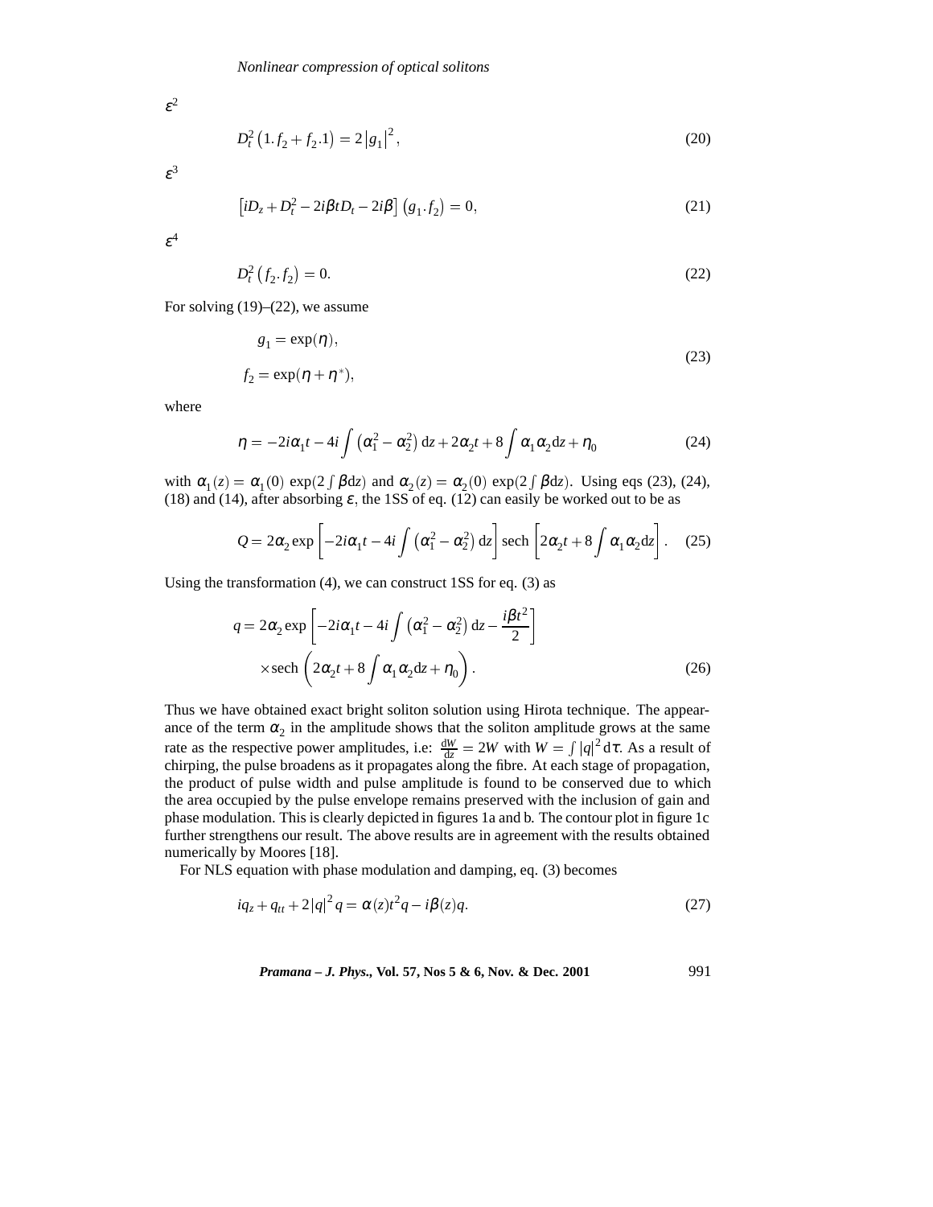$\varepsilon^2$

$$D_t^2\left(1.f_2 + f_2.1\right) = 2\left|g_1\right|^2, \tag{20}$$

$\varepsilon^3$

$$\left[iD_z + D_t^2 - 2i\beta t D_t - 2i\beta\right]\left(g_1.f_2\right) = 0, \tag{21}$$

$\varepsilon^4$

$$D_t^2\left(f_2.f_2\right) = 0. \tag{22}$$

For solving (19)–(22), we assume

$$\begin{aligned} g_1 &= \exp(\eta), \\ f_2 &= \exp(\eta + \eta^*), \end{aligned} \tag{23}$$

where

$$\eta = -2i\alpha_1 t - 4i\int\left(\alpha_1^2 - \alpha_2^2\right)\mathrm{d}z + 2\alpha_2 t + 8\int\alpha_1\alpha_2\mathrm{d}z + \eta_0 \tag{24}$$

with $\alpha_1(z) = \alpha_1(0)\,\exp(2\int\beta\mathrm{d}z)$ and $\alpha_2(z) = \alpha_2(0)\,\exp(2\int\beta\mathrm{d}z)$. Using eqs (23), (24), (18) and (14), after absorbing $\varepsilon$, the 1SS of eq. (12) can easily be worked out to be as

$$Q = 2\alpha_2\exp\left[-2i\alpha_1 t - 4i\int\left(\alpha_1^2 - \alpha_2^2\right)\mathrm{d}z\right]\mathrm{sech}\left[2\alpha_2 t + 8\int\alpha_1\alpha_2\mathrm{d}z\right]. \tag{25}$$

Using the transformation (4), we can construct 1SS for eq. (3) as

$$\begin{aligned} q = 2\alpha_2\exp&\left[-2i\alpha_1 t - 4i\int\left(\alpha_1^2 - \alpha_2^2\right)\mathrm{d}z - \frac{i\beta t^2}{2}\right] \\ &\times\mathrm{sech}\left(2\alpha_2 t + 8\int\alpha_1\alpha_2\mathrm{d}z + \eta_0\right). \end{aligned} \tag{26}$$

Thus we have obtained exact bright soliton solution using Hirota technique. The appearance of the term $\alpha_2$ in the amplitude shows that the soliton amplitude grows at the same rate as the respective power amplitudes, i.e: $\frac{\mathrm{d}W}{\mathrm{d}z} = 2W$ with $W = \int|q|^2\mathrm{d}\tau$. As a result of chirping, the pulse broadens as it propagates along the fibre. At each stage of propagation, the product of pulse width and pulse amplitude is found to be conserved due to which the area occupied by the pulse envelope remains preserved with the inclusion of gain and phase modulation. This is clearly depicted in figures 1a and b. The contour plot in figure 1c further strengthens our result. The above results are in agreement with the results obtained numerically by Moores [18].

For NLS equation with phase modulation and damping, eq. (3) becomes

$$iq_z + q_{tt} + 2|q|^2 q = \alpha(z)t^2 q - i\beta(z)q. \tag{27}$$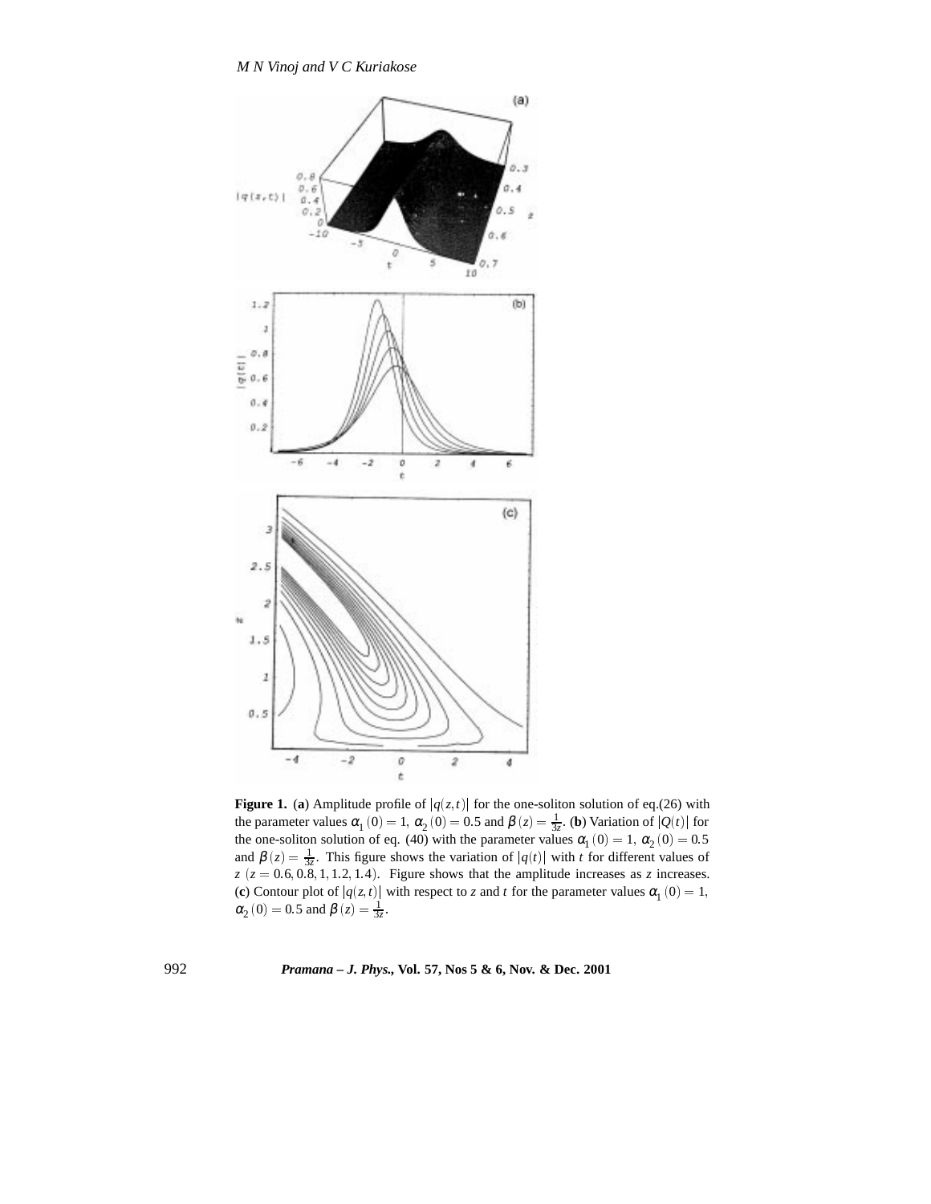**Figure 1.** (**a**) Amplitude profile of $|q(z,t)|$ for the one-soliton solution of eq.(26) with the parameter values $\alpha_1(0) = 1$, $\alpha_2(0) = 0.5$ and $\beta(z) = \frac{1}{3z}$. (**b**) Variation of $|Q(t)|$ for the one-soliton solution of eq. (40) with the parameter values $\alpha_1(0) = 1$, $\alpha_2(0) = 0.5$ and $\beta(z) = \frac{1}{3z}$. This figure shows the variation of $|q(t)|$ with $t$ for different values of $z$ ($z = 0.6, 0.8, 1, 1.2, 1.4$). Figure shows that the amplitude increases as $z$ increases. (**c**) Contour plot of $|q(z,t)|$ with respect to $z$ and $t$ for the parameter values $\alpha_1(0) = 1$, $\alpha_2(0) = 0.5$ and $\beta(z) = \frac{1}{3z}$.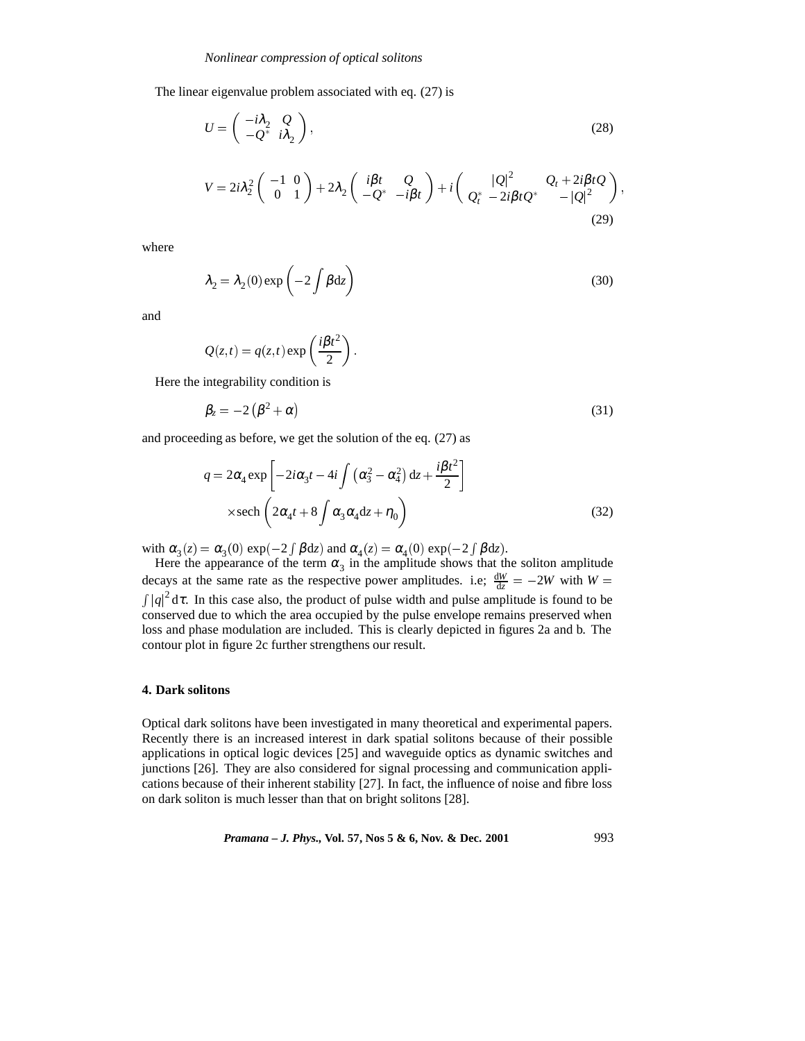The linear eigenvalue problem associated with eq. (27) is

$$U = \begin{pmatrix} -i\lambda_2 & Q \\ -Q^* & i\lambda_2 \end{pmatrix}, \tag{28}$$

$$V = 2i\lambda_2^2 \begin{pmatrix} -1 & 0 \\ 0 & 1 \end{pmatrix} + 2\lambda_2 \begin{pmatrix} i\beta t & Q \\ -Q^* & -i\beta t \end{pmatrix} + i \begin{pmatrix} |Q|^2 & Q_t + 2i\beta t Q \\ Q_t^* - 2i\beta t Q^* & -|Q|^2 \end{pmatrix}, \tag{29}$$

where

$$\lambda_2 = \lambda_2(0) \exp\left(-2\int \beta \mathrm{d}z\right) \tag{30}$$

and

$$Q(z,t) = q(z,t) \exp\left(\frac{i\beta t^2}{2}\right).$$

Here the integrability condition is

$$\beta_z = -2\left(\beta^2 + \alpha\right) \tag{31}$$

and proceeding as before, we get the solution of the eq. (27) as

$$q = 2\alpha_4 \exp\left[-2i\alpha_3 t - 4i\int \left(\alpha_3^2 - \alpha_4^2\right) \mathrm{d}z + \frac{i\beta t^2}{2}\right] \times \mathrm{sech}\left(2\alpha_4 t + 8\int \alpha_3 \alpha_4 \mathrm{d}z + \eta_0\right) \tag{32}$$

with $\alpha_3(z) = \alpha_3(0)\,\exp(-2\int \beta \mathrm{d}z)$ and $\alpha_4(z) = \alpha_4(0)\,\exp(-2\int \beta \mathrm{d}z)$.

Here the appearance of the term $\alpha_3$ in the amplitude shows that the soliton amplitude decays at the same rate as the respective power amplitudes. i.e; $\frac{\mathrm{d}W}{\mathrm{d}z} = -2W$ with $W = \int |q|^2 \mathrm{d}\tau$. In this case also, the product of pulse width and pulse amplitude is found to be conserved due to which the area occupied by the pulse envelope remains preserved when loss and phase modulation are included. This is clearly depicted in figures 2a and b. The contour plot in figure 2c further strengthens our result.

## 4. Dark solitons

Optical dark solitons have been investigated in many theoretical and experimental papers. Recently there is an increased interest in dark spatial solitons because of their possible applications in optical logic devices [25] and waveguide optics as dynamic switches and junctions [26]. They are also considered for signal processing and communication applications because of their inherent stability [27]. In fact, the influence of noise and fibre loss on dark soliton is much lesser than that on bright solitons [28].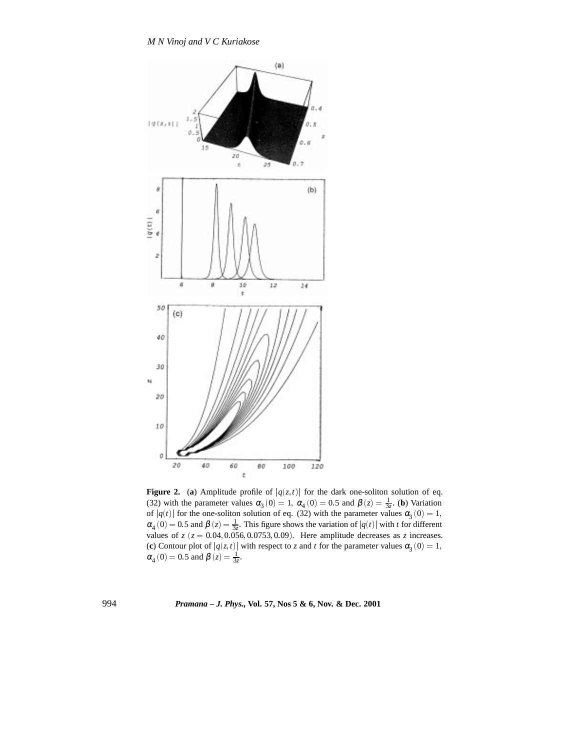**Figure 2.** (**a**) Amplitude profile of $|q(z,t)|$ for the dark one-soliton solution of eq. (32) with the parameter values $\alpha_3(0) = 1$, $\alpha_4(0) = 0.5$ and $\beta(z) = \frac{1}{3z}$. (**b**) Variation of $|q(t)|$ for the one-soliton solution of eq. (32) with the parameter values $\alpha_3(0) = 1$, $\alpha_4(0) = 0.5$ and $\beta(z) = \frac{1}{3z}$. This figure shows the variation of $|q(t)|$ with $t$ for different values of $z$ $(z = 0.04, 0.056, 0.0753, 0.09)$. Here amplitude decreases as $z$ increases. (**c**) Contour plot of $|q(z,t)|$ with respect to $z$ and $t$ for the parameter values $\alpha_3(0) = 1$, $\alpha_4(0) = 0.5$ and $\beta(z) = \frac{1}{3z}$.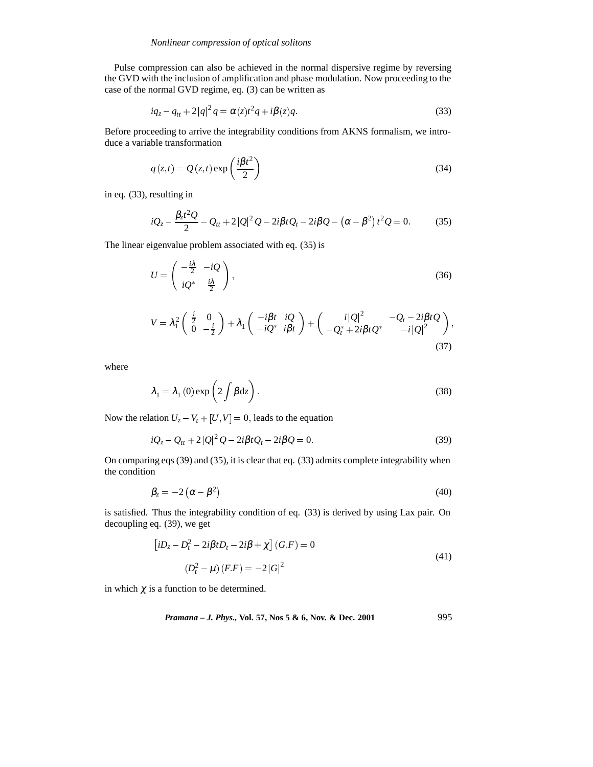Pulse compression can also be achieved in the normal dispersive regime by reversing the GVD with the inclusion of amplification and phase modulation. Now proceeding to the case of the normal GVD regime, eq. (3) can be written as

$$iq_z - q_{tt} + 2|q|^2 q = \alpha(z) t^2 q + i\beta(z) q. \tag{33}$$

Before proceeding to arrive the integrability conditions from AKNS formalism, we introduce a variable transformation

$$q(z,t) = Q(z,t) \exp\left(\frac{i\beta t^2}{2}\right) \tag{34}$$

in eq. (33), resulting in

$$iQ_z - \frac{\beta_z t^2 Q}{2} - Q_{tt} + 2|Q|^2 Q - 2i\beta t Q_t - 2i\beta Q - \left(\alpha - \beta^2\right) t^2 Q = 0. \tag{35}$$

The linear eigenvalue problem associated with eq. (35) is

$$U = \begin{pmatrix} -\frac{i\lambda}{2} & -iQ \\ iQ^* & \frac{i\lambda}{2} \end{pmatrix}, \tag{36}$$

$$V = \lambda_1^2 \begin{pmatrix} \frac{i}{2} & 0 \\ 0 & -\frac{i}{2} \end{pmatrix} + \lambda_1 \begin{pmatrix} -i\beta t & iQ \\ -iQ^* & i\beta t \end{pmatrix} + \begin{pmatrix} i|Q|^2 & -Q_t - 2i\beta t Q \\ -Q_t^* + 2i\beta t Q^* & -i|Q|^2 \end{pmatrix}, \tag{37}$$

where

$$\lambda_1 = \lambda_1(0) \exp\left(2\int \beta \mathrm{d}z\right). \tag{38}$$

Now the relation $U_z - V_t + [U,V] = 0$, leads to the equation

$$iQ_z - Q_{tt} + 2|Q|^2 Q - 2i\beta t Q_t - 2i\beta Q = 0. \tag{39}$$

On comparing eqs (39) and (35), it is clear that eq. (33) admits complete integrability when the condition

$$\beta_z = -2\left(\alpha - \beta^2\right) \tag{40}$$

is satisfied. Thus the integrability condition of eq. (33) is derived by using Lax pair. On decoupling eq. (39), we get

$$\begin{aligned} \left[iD_z - D_t^2 - 2i\beta t D_t - 2i\beta + \chi\right](G.F) &= 0 \\ (D_t^2 - \mu)(F.F) &= -2|G|^2 \end{aligned} \tag{41}$$

in which $\chi$ is a function to be determined.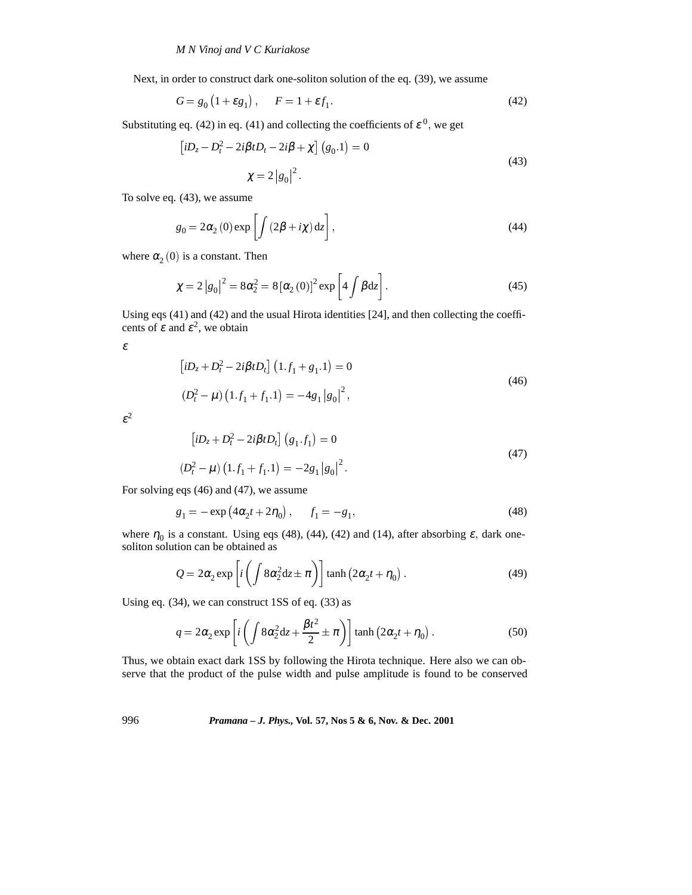Next, in order to construct dark one-soliton solution of the eq. (39), we assume

$$G = g_0\left(1+\varepsilon g_1\right), \qquad F = 1+\varepsilon f_1. \tag{42}$$

Substituting eq. (42) in eq. (41) and collecting the coefficients of $\varepsilon^0$, we get

$$\begin{gathered}\left[iD_z - D_t^2 - 2i\beta t D_t - 2i\beta + \chi\right]\left(g_0.1\right) = 0 \\ \chi = 2\left|g_0\right|^2.\end{gathered} \tag{43}$$

To solve eq. (43), we assume

$$g_0 = 2\alpha_2(0)\exp\left[\int(2\beta + i\chi)\,\mathrm{d}z\right], \tag{44}$$

where $\alpha_2(0)$ is a constant. Then

$$\chi = 2\left|g_0\right|^2 = 8\alpha_2^2 = 8\left[\alpha_2(0)\right]^2\exp\left[4\int\beta\,\mathrm{d}z\right]. \tag{45}$$

Using eqs (41) and (42) and the usual Hirota identities [24], and then collecting the coefficents of $\varepsilon$ and $\varepsilon^2$, we obtain

$\varepsilon$

$$\begin{gathered}\left[iD_z + D_t^2 - 2i\beta t D_t\right]\left(1.f_1 + g_1.1\right) = 0 \\ \left(D_t^2 - \mu\right)\left(1.f_1 + f_1.1\right) = -4g_1\left|g_0\right|^2,\end{gathered} \tag{46}$$

$\varepsilon^2$

$$\begin{gathered}\left[iD_z + D_t^2 - 2i\beta t D_t\right]\left(g_1.f_1\right) = 0 \\ \left(D_t^2 - \mu\right)\left(1.f_1 + f_1.1\right) = -2g_1\left|g_0\right|^2.\end{gathered} \tag{47}$$

For solving eqs (46) and (47), we assume

$$g_1 = -\exp\left(4\alpha_2 t + 2\eta_0\right), \qquad f_1 = -g_1, \tag{48}$$

where $\eta_0$ is a constant. Using eqs (48), (44), (42) and (14), after absorbing $\varepsilon$, dark one-soliton solution can be obtained as

$$Q = 2\alpha_2\exp\left[i\left(\int 8\alpha_2^2\,\mathrm{d}z \pm \pi\right)\right]\tanh\left(2\alpha_2 t + \eta_0\right). \tag{49}$$

Using eq. (34), we can construct 1SS of eq. (33) as

$$q = 2\alpha_2\exp\left[i\left(\int 8\alpha_2^2\,\mathrm{d}z + \frac{\beta t^2}{2} \pm \pi\right)\right]\tanh\left(2\alpha_2 t + \eta_0\right). \tag{50}$$

Thus, we obtain exact dark 1SS by following the Hirota technique. Here also we can observe that the product of the pulse width and pulse amplitude is found to be conserved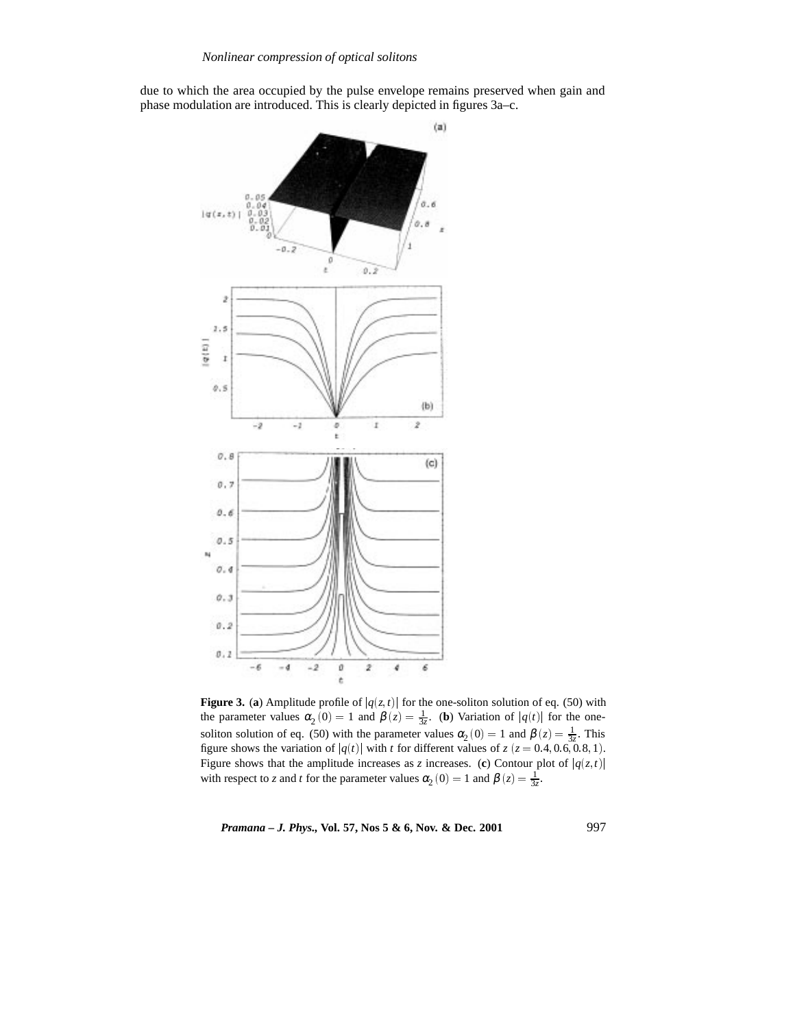due to which the area occupied by the pulse envelope remains preserved when gain and phase modulation are introduced. This is clearly depicted in figures 3a–c.

**Figure 3.** (**a**) Amplitude profile of $|q(z,t)|$ for the one-soliton solution of eq. (50) with the parameter values $\alpha_2(0) = 1$ and $\beta(z) = \frac{1}{3z}$. (**b**) Variation of $|q(t)|$ for the one-soliton solution of eq. (50) with the parameter values $\alpha_2(0) = 1$ and $\beta(z) = \frac{1}{3z}$. This figure shows the variation of $|q(t)|$ with $t$ for different values of $z$ ($z = 0.4, 0.6, 0.8, 1$). Figure shows that the amplitude increases as $z$ increases. (**c**) Contour plot of $|q(z,t)|$ with respect to $z$ and $t$ for the parameter values $\alpha_2(0) = 1$ and $\beta(z) = \frac{1}{3z}$.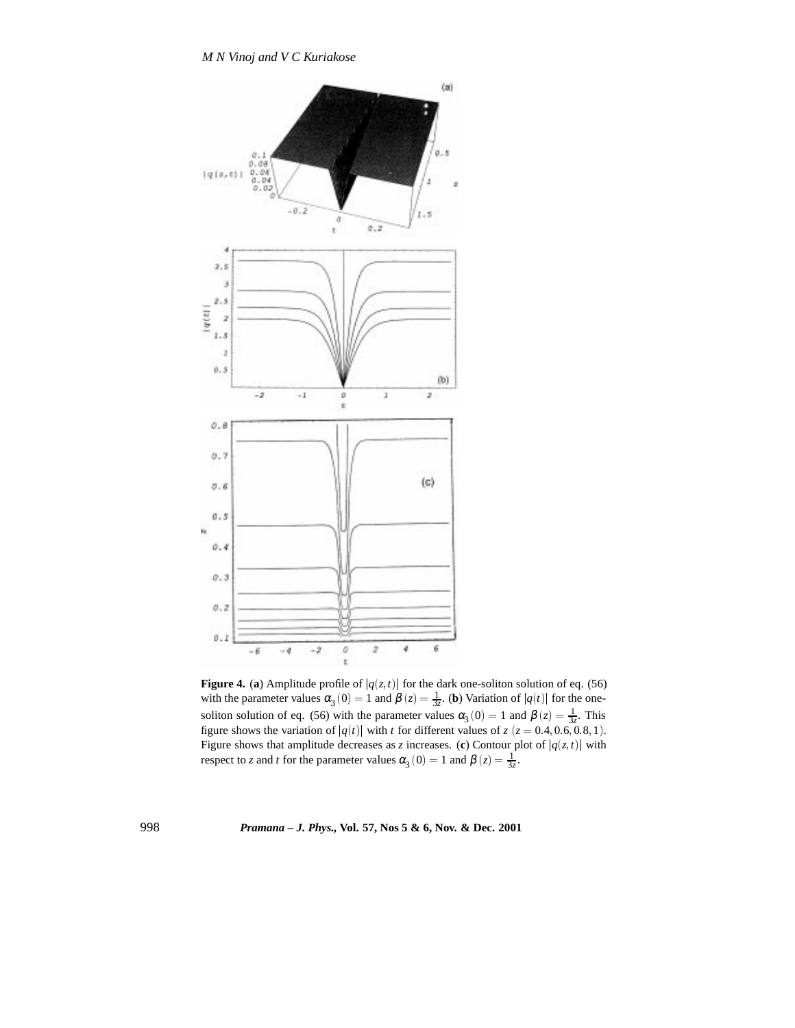**Figure 4.** (**a**) Amplitude profile of $|q(z,t)|$ for the dark one-soliton solution of eq. (56) with the parameter values $\alpha_3(0) = 1$ and $\beta(z) = \frac{1}{3z}$. (**b**) Variation of $|q(t)|$ for the one-soliton solution of eq. (56) with the parameter values $\alpha_3(0) = 1$ and $\beta(z) = \frac{1}{3z}$. This figure shows the variation of $|q(t)|$ with $t$ for different values of $z$ $(z = 0.4, 0.6, 0.8, 1)$. Figure shows that amplitude decreases as $z$ increases. (**c**) Contour plot of $|q(z,t)|$ with respect to $z$ and $t$ for the parameter values $\alpha_3(0) = 1$ and $\beta(z) = \frac{1}{3z}$.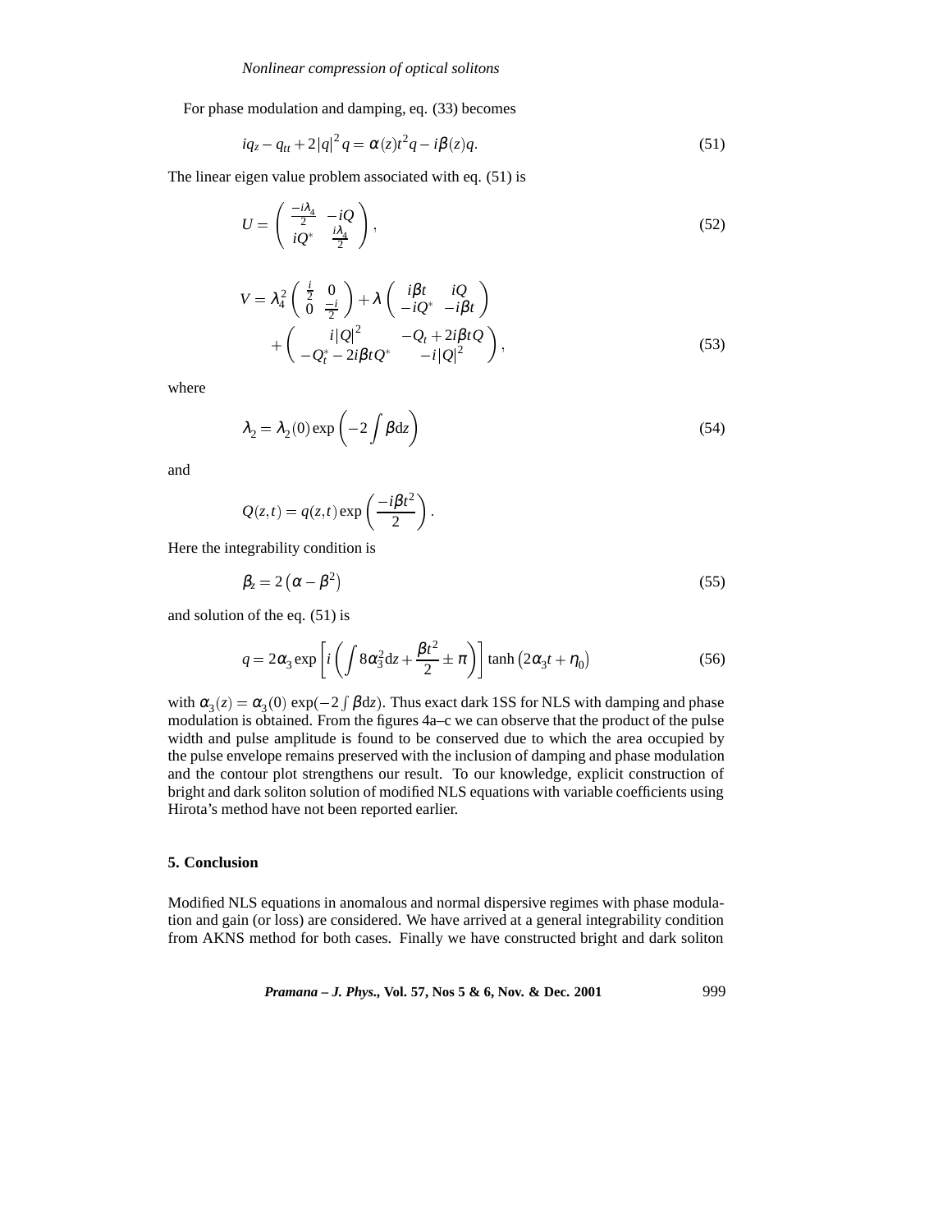For phase modulation and damping, eq. (33) becomes

$$iq_z - q_{tt} + 2|q|^2 q = \alpha(z)t^2 q - i\beta(z)q. \tag{51}$$

The linear eigen value problem associated with eq. (51) is

$$U = \begin{pmatrix} \frac{-i\lambda_4}{2} & -iQ \\ iQ^* & \frac{i\lambda_4}{2} \end{pmatrix}, \tag{52}$$

$$V = \lambda_4^2 \begin{pmatrix} \frac{i}{2} & 0 \\ 0 & \frac{-i}{2} \end{pmatrix} + \lambda \begin{pmatrix} i\beta t & iQ \\ -iQ^* & -i\beta t \end{pmatrix} + \begin{pmatrix} i|Q|^2 & -Q_t + 2i\beta t Q \\ -Q_t^* - 2i\beta t Q^* & -i|Q|^2 \end{pmatrix}, \tag{53}$$

where

$$\lambda_2 = \lambda_2(0) \exp\left(-2\int \beta \mathrm{d}z\right) \tag{54}$$

and

$$Q(z,t) = q(z,t) \exp\left(\frac{-i\beta t^2}{2}\right).$$

Here the integrability condition is

$$\beta_z = 2\left(\alpha - \beta^2\right) \tag{55}$$

and solution of the eq. (51) is

$$q = 2\alpha_3 \exp\left[i\left(\int 8\alpha_3^2 \mathrm{d}z + \frac{\beta t^2}{2} \pm \pi\right)\right] \tanh\left(2\alpha_3 t + \eta_0\right) \tag{56}$$

with $\alpha_3(z) = \alpha_3(0)\, \exp(-2\int \beta \mathrm{d}z)$. Thus exact dark 1SS for NLS with damping and phase modulation is obtained. From the figures 4a–c we can observe that the product of the pulse width and pulse amplitude is found to be conserved due to which the area occupied by the pulse envelope remains preserved with the inclusion of damping and phase modulation and the contour plot strengthens our result. To our knowledge, explicit construction of bright and dark soliton solution of modified NLS equations with variable coefficients using Hirota's method have not been reported earlier.

## 5. Conclusion

Modified NLS equations in anomalous and normal dispersive regimes with phase modulation and gain (or loss) are considered. We have arrived at a general integrability condition from AKNS method for both cases. Finally we have constructed bright and dark soliton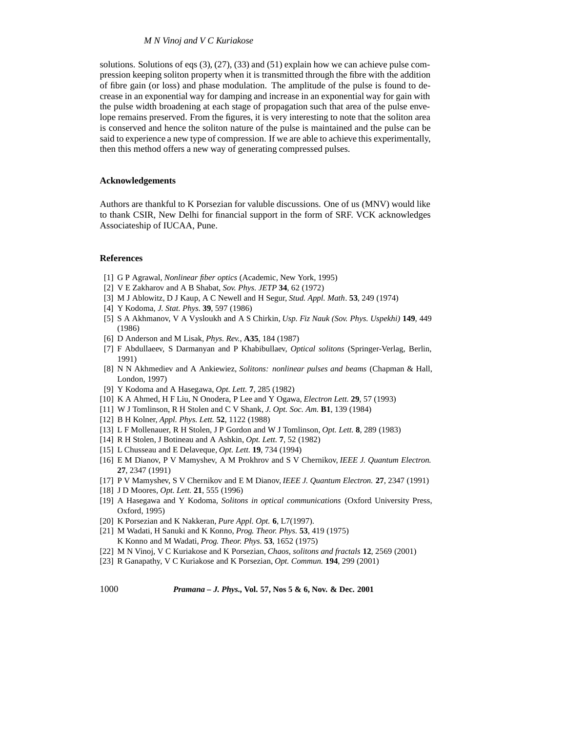solutions. Solutions of eqs (3), (27), (33) and (51) explain how we can achieve pulse compression keeping soliton property when it is transmitted through the fibre with the addition of fibre gain (or loss) and phase modulation. The amplitude of the pulse is found to decrease in an exponential way for damping and increase in an exponential way for gain with the pulse width broadening at each stage of propagation such that area of the pulse envelope remains preserved. From the figures, it is very interesting to note that the soliton area is conserved and hence the soliton nature of the pulse is maintained and the pulse can be said to experience a new type of compression. If we are able to achieve this experimentally, then this method offers a new way of generating compressed pulses.

### Acknowledgements

Authors are thankful to K Porsezian for valuble discussions. One of us (MNV) would like to thank CSIR, New Delhi for financial support in the form of SRF. VCK acknowledges Associateship of IUCAA, Pune.

### References

[1] G P Agrawal, *Nonlinear fiber optics* (Academic, New York, 1995)
[2] V E Zakharov and A B Shabat, *Sov. Phys. JETP* **34**, 62 (1972)
[3] M J Ablowitz, D J Kaup, A C Newell and H Segur, *Stud. Appl. Math*. **53**, 249 (1974)
[4] Y Kodoma, *J. Stat. Phys.* **39**, 597 (1986)
[5] S A Akhmanov, V A Vysloukh and A S Chirkin, *Usp. Fiz Nauk (Sov. Phys. Uspekhi)* **149**, 449 (1986)
[6] D Anderson and M Lisak, *Phys. Rev.*, **A35**, 184 (1987)
[7] F Abdullaeev, S Darmanyan and P Khabibullaev, *Optical solitons* (Springer-Verlag, Berlin, 1991)
[8] N N Akhmediev and A Ankiewiez, *Solitons: nonlinear pulses and beams* (Chapman & Hall, London, 1997)
[9] Y Kodoma and A Hasegawa, *Opt. Lett.* **7**, 285 (1982)
[10] K A Ahmed, H F Liu, N Onodera, P Lee and Y Ogawa, *Electron Lett.* **29**, 57 (1993)
[11] W J Tomlinson, R H Stolen and C V Shank, *J. Opt. Soc. Am.* **B1**, 139 (1984)
[12] B H Kolner, *Appl. Phys. Lett.* **52**, 1122 (1988)
[13] L F Mollenauer, R H Stolen, J P Gordon and W J Tomlinson, *Opt. Lett.* **8**, 289 (1983)
[14] R H Stolen, J Botineau and A Ashkin, *Opt. Lett.* **7**, 52 (1982)
[15] L Chusseau and E Delaveque, *Opt. Lett.* **19**, 734 (1994)
[16] E M Dianov, P V Mamyshev, A M Prokhrov and S V Chernikov, *IEEE J. Quantum Electron.* **27**, 2347 (1991)
[17] P V Mamyshev, S V Chernikov and E M Dianov, *IEEE J. Quantum Electron.* **27**, 2347 (1991)
[18] J D Moores, *Opt. Lett.* **21**, 555 (1996)
[19] A Hasegawa and Y Kodoma, *Solitons in optical communications* (Oxford University Press, Oxford, 1995)
[20] K Porsezian and K Nakkeran, *Pure Appl. Opt.* **6**, L7(1997).
[21] M Wadati, H Sanuki and K Konno, *Prog. Theor. Phys.* **53**, 419 (1975)
K Konno and M Wadati, *Prog. Theor. Phys.* **53**, 1652 (1975)
[22] M N Vinoj, V C Kuriakose and K Porsezian, *Chaos, solitons and fractals* **12**, 2569 (2001)
[23] R Ganapathy, V C Kuriakose and K Porsezian, *Opt. Commun.* **194**, 299 (2001)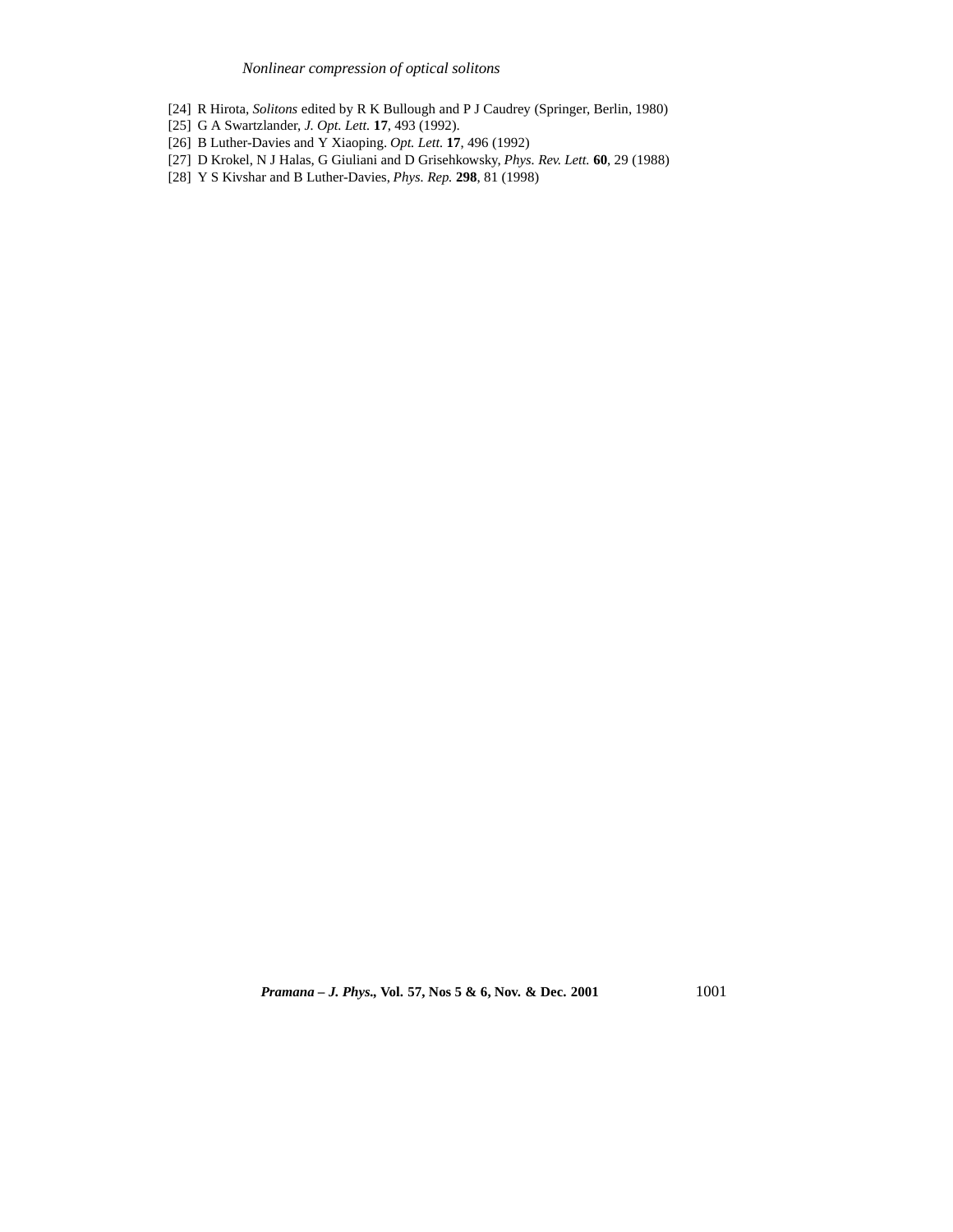[24] R Hirota, *Solitons* edited by R K Bullough and P J Caudrey (Springer, Berlin, 1980)

[25] G A Swartzlander, *J. Opt. Lett.* **17**, 493 (1992).

[26] B Luther-Davies and Y Xiaoping. *Opt. Lett.* **17**, 496 (1992)

[27] D Krokel, N J Halas, G Giuliani and D Grisehkowsky, *Phys. Rev. Lett.* **60**, 29 (1988)

[28] Y S Kivshar and B Luther-Davies, *Phys. Rep.* **298**, 81 (1998)